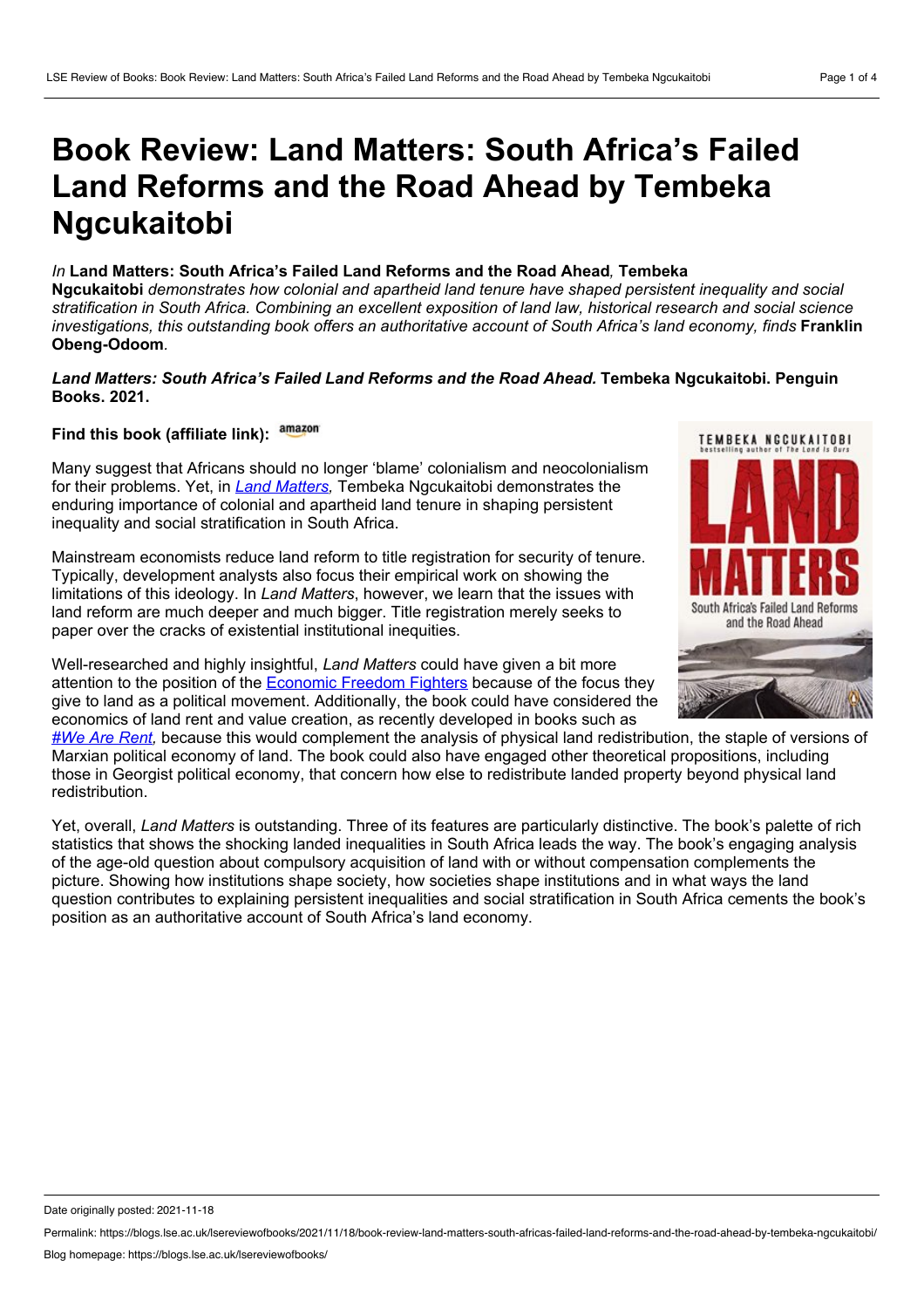# Book Review: Land Matters: South Africa's Failed Land Reforms and the Road Ahead by Tembeka Ngcukaitobi

*In* **Land Matters: South Africa's Failed Land Reforms and the Road Ahead***,* **Tembeka Ngcukaitobi** *demonstrates how colonial and apartheid land tenure have shaped persistent inequality and social stratification in South Africa. Combining an excellent exposition of land law, historical research and social science investigations, this outstanding book offers an authoritative account of South Africa's land economy, finds* **Franklin Obeng-Odoom***.*

***Land Matters: South Africa's Failed Land Reforms and the Road Ahead.*** **Tembeka Ngcukaitobi. Penguin Books. 2021.**

**Find this book (affiliate link):** amazon

Many suggest that Africans should no longer 'blame' colonialism and neocolonialism for their problems. Yet, in *Land Matters,* Tembeka Ngcukaitobi demonstrates the enduring importance of colonial and apartheid land tenure in shaping persistent inequality and social stratification in South Africa.

Mainstream economists reduce land reform to title registration for security of tenure. Typically, development analysts also focus their empirical work on showing the limitations of this ideology. In *Land Matters*, however, we learn that the issues with land reform are much deeper and much bigger. Title registration merely seeks to paper over the cracks of existential institutional inequities.

Well-researched and highly insightful, *Land Matters* could have given a bit more attention to the position of the Economic Freedom Fighters because of the focus they give to land as a political movement. Additionally, the book could have considered the economics of land rent and value creation, as recently developed in books such as *#We Are Rent,* because this would complement the analysis of physical land redistribution, the staple of versions of Marxian political economy of land. The book could also have engaged other theoretical propositions, including those in Georgist political economy, that concern how else to redistribute landed property beyond physical land redistribution.

Yet, overall, *Land Matters* is outstanding. Three of its features are particularly distinctive. The book's palette of rich statistics that shows the shocking landed inequalities in South Africa leads the way. The book's engaging analysis of the age-old question about compulsory acquisition of land with or without compensation complements the picture. Showing how institutions shape society, how societies shape institutions and in what ways the land question contributes to explaining persistent inequalities and social stratification in South Africa cements the book's position as an authoritative account of South Africa's land economy.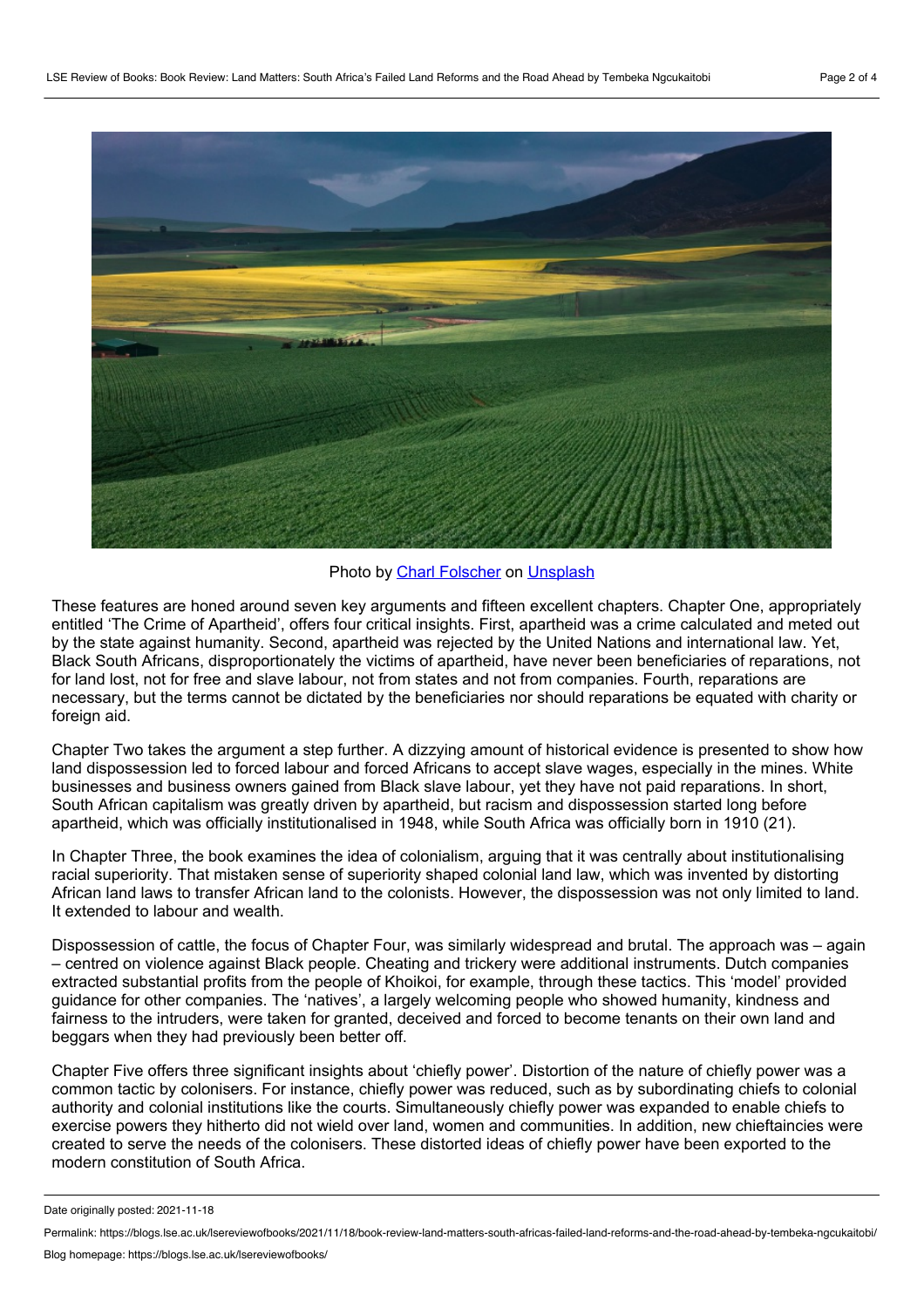Photo by Charl Folscher on Unsplash

These features are honed around seven key arguments and fifteen excellent chapters. Chapter One, appropriately entitled 'The Crime of Apartheid', offers four critical insights. First, apartheid was a crime calculated and meted out by the state against humanity. Second, apartheid was rejected by the United Nations and international law. Yet, Black South Africans, disproportionately the victims of apartheid, have never been beneficiaries of reparations, not for land lost, not for free and slave labour, not from states and not from companies. Fourth, reparations are necessary, but the terms cannot be dictated by the beneficiaries nor should reparations be equated with charity or foreign aid.

Chapter Two takes the argument a step further. A dizzying amount of historical evidence is presented to show how land dispossession led to forced labour and forced Africans to accept slave wages, especially in the mines. White businesses and business owners gained from Black slave labour, yet they have not paid reparations. In short, South African capitalism was greatly driven by apartheid, but racism and dispossession started long before apartheid, which was officially institutionalised in 1948, while South Africa was officially born in 1910 (21).

In Chapter Three, the book examines the idea of colonialism, arguing that it was centrally about institutionalising racial superiority. That mistaken sense of superiority shaped colonial land law, which was invented by distorting African land laws to transfer African land to the colonists. However, the dispossession was not only limited to land. It extended to labour and wealth.

Dispossession of cattle, the focus of Chapter Four, was similarly widespread and brutal. The approach was – again – centred on violence against Black people. Cheating and trickery were additional instruments. Dutch companies extracted substantial profits from the people of Khoikoi, for example, through these tactics. This 'model' provided guidance for other companies. The 'natives', a largely welcoming people who showed humanity, kindness and fairness to the intruders, were taken for granted, deceived and forced to become tenants on their own land and beggars when they had previously been better off.

Chapter Five offers three significant insights about 'chiefly power'. Distortion of the nature of chiefly power was a common tactic by colonisers. For instance, chiefly power was reduced, such as by subordinating chiefs to colonial authority and colonial institutions like the courts. Simultaneously chiefly power was expanded to enable chiefs to exercise powers they hitherto did not wield over land, women and communities. In addition, new chieftaincies were created to serve the needs of the colonisers. These distorted ideas of chiefly power have been exported to the modern constitution of South Africa.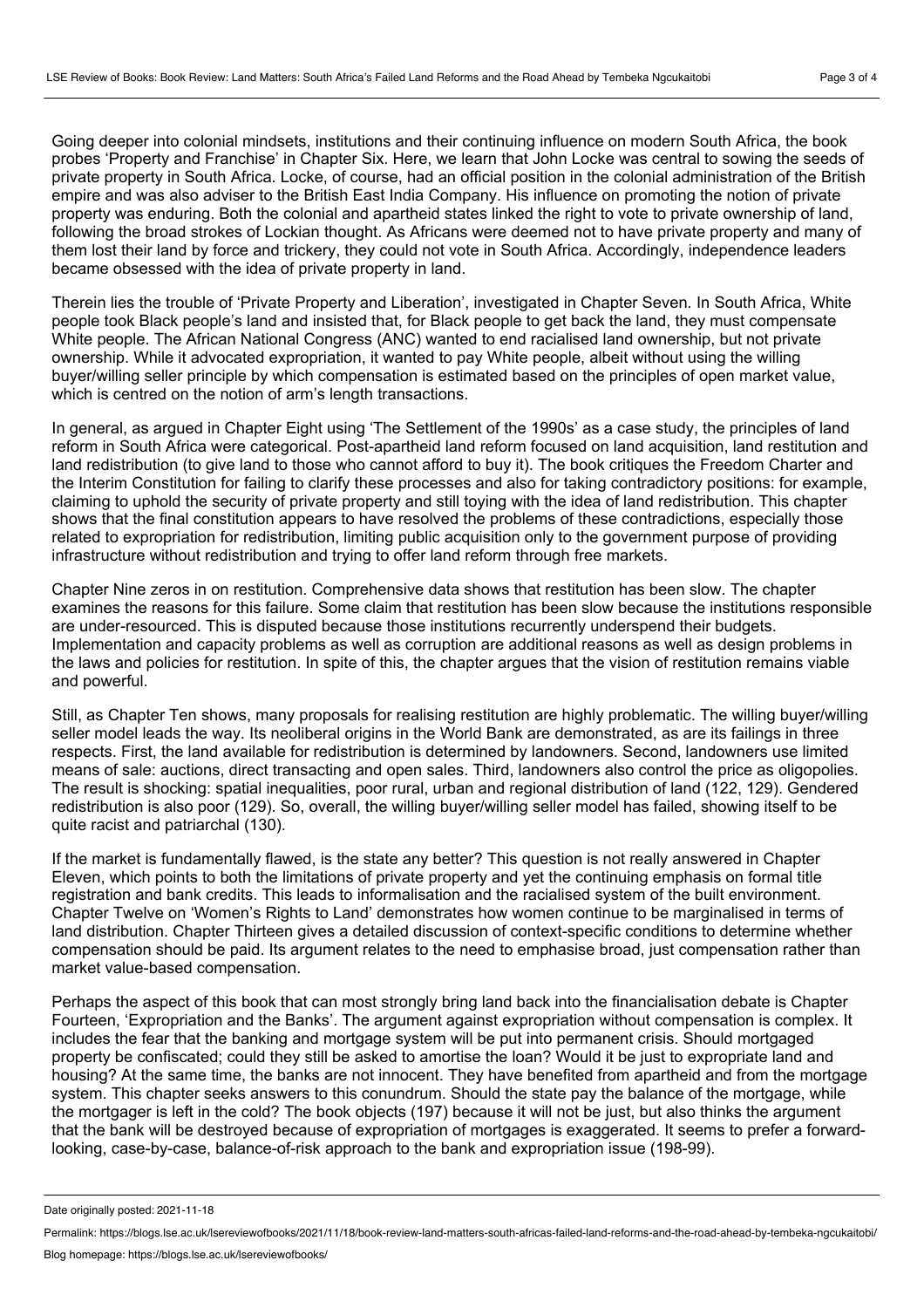Going deeper into colonial mindsets, institutions and their continuing influence on modern South Africa, the book probes 'Property and Franchise' in Chapter Six. Here, we learn that John Locke was central to sowing the seeds of private property in South Africa. Locke, of course, had an official position in the colonial administration of the British empire and was also adviser to the British East India Company. His influence on promoting the notion of private property was enduring. Both the colonial and apartheid states linked the right to vote to private ownership of land, following the broad strokes of Lockian thought. As Africans were deemed not to have private property and many of them lost their land by force and trickery, they could not vote in South Africa. Accordingly, independence leaders became obsessed with the idea of private property in land.

Therein lies the trouble of 'Private Property and Liberation', investigated in Chapter Seven. In South Africa, White people took Black people's land and insisted that, for Black people to get back the land, they must compensate White people. The African National Congress (ANC) wanted to end racialised land ownership, but not private ownership. While it advocated expropriation, it wanted to pay White people, albeit without using the willing buyer/willing seller principle by which compensation is estimated based on the principles of open market value, which is centred on the notion of arm's length transactions.

In general, as argued in Chapter Eight using 'The Settlement of the 1990s' as a case study, the principles of land reform in South Africa were categorical. Post-apartheid land reform focused on land acquisition, land restitution and land redistribution (to give land to those who cannot afford to buy it). The book critiques the Freedom Charter and the Interim Constitution for failing to clarify these processes and also for taking contradictory positions: for example, claiming to uphold the security of private property and still toying with the idea of land redistribution. This chapter shows that the final constitution appears to have resolved the problems of these contradictions, especially those related to expropriation for redistribution, limiting public acquisition only to the government purpose of providing infrastructure without redistribution and trying to offer land reform through free markets.

Chapter Nine zeros in on restitution. Comprehensive data shows that restitution has been slow. The chapter examines the reasons for this failure. Some claim that restitution has been slow because the institutions responsible are under-resourced. This is disputed because those institutions recurrently underspend their budgets. Implementation and capacity problems as well as corruption are additional reasons as well as design problems in the laws and policies for restitution. In spite of this, the chapter argues that the vision of restitution remains viable and powerful.

Still, as Chapter Ten shows, many proposals for realising restitution are highly problematic. The willing buyer/willing seller model leads the way. Its neoliberal origins in the World Bank are demonstrated, as are its failings in three respects. First, the land available for redistribution is determined by landowners. Second, landowners use limited means of sale: auctions, direct transacting and open sales. Third, landowners also control the price as oligopolies. The result is shocking: spatial inequalities, poor rural, urban and regional distribution of land (122, 129). Gendered redistribution is also poor (129). So, overall, the willing buyer/willing seller model has failed, showing itself to be quite racist and patriarchal (130).

If the market is fundamentally flawed, is the state any better? This question is not really answered in Chapter Eleven, which points to both the limitations of private property and yet the continuing emphasis on formal title registration and bank credits. This leads to informalisation and the racialised system of the built environment. Chapter Twelve on 'Women's Rights to Land' demonstrates how women continue to be marginalised in terms of land distribution. Chapter Thirteen gives a detailed discussion of context-specific conditions to determine whether compensation should be paid. Its argument relates to the need to emphasise broad, just compensation rather than market value-based compensation.

Perhaps the aspect of this book that can most strongly bring land back into the financialisation debate is Chapter Fourteen, 'Expropriation and the Banks'. The argument against expropriation without compensation is complex. It includes the fear that the banking and mortgage system will be put into permanent crisis. Should mortgaged property be confiscated; could they still be asked to amortise the loan? Would it be just to expropriate land and housing? At the same time, the banks are not innocent. They have benefited from apartheid and from the mortgage system. This chapter seeks answers to this conundrum. Should the state pay the balance of the mortgage, while the mortgager is left in the cold? The book objects (197) because it will not be just, but also thinks the argument that the bank will be destroyed because of expropriation of mortgages is exaggerated. It seems to prefer a forward-looking, case-by-case, balance-of-risk approach to the bank and expropriation issue (198-99).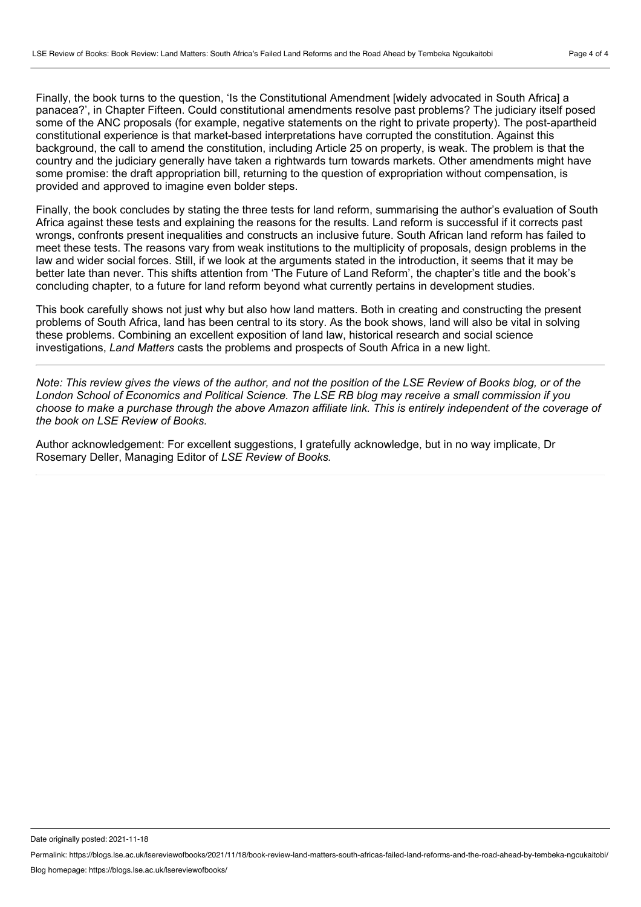Finally, the book turns to the question, 'Is the Constitutional Amendment [widely advocated in South Africa] a panacea?', in Chapter Fifteen. Could constitutional amendments resolve past problems? The judiciary itself posed some of the ANC proposals (for example, negative statements on the right to private property). The post-apartheid constitutional experience is that market-based interpretations have corrupted the constitution. Against this background, the call to amend the constitution, including Article 25 on property, is weak. The problem is that the country and the judiciary generally have taken a rightwards turn towards markets. Other amendments might have some promise: the draft appropriation bill, returning to the question of expropriation without compensation, is provided and approved to imagine even bolder steps.

Finally, the book concludes by stating the three tests for land reform, summarising the author's evaluation of South Africa against these tests and explaining the reasons for the results. Land reform is successful if it corrects past wrongs, confronts present inequalities and constructs an inclusive future. South African land reform has failed to meet these tests. The reasons vary from weak institutions to the multiplicity of proposals, design problems in the law and wider social forces. Still, if we look at the arguments stated in the introduction, it seems that it may be better late than never. This shifts attention from 'The Future of Land Reform', the chapter's title and the book's concluding chapter, to a future for land reform beyond what currently pertains in development studies.

This book carefully shows not just why but also how land matters. Both in creating and constructing the present problems of South Africa, land has been central to its story. As the book shows, land will also be vital in solving these problems. Combining an excellent exposition of land law, historical research and social science investigations, *Land Matters* casts the problems and prospects of South Africa in a new light.

---

*Note: This review gives the views of the author, and not the position of the LSE Review of Books blog, or of the London School of Economics and Political Science. The LSE RB blog may receive a small commission if you choose to make a purchase through the above Amazon affiliate link. This is entirely independent of the coverage of the book on LSE Review of Books.*

Author acknowledgement: For excellent suggestions, I gratefully acknowledge, but in no way implicate, Dr Rosemary Deller, Managing Editor of *LSE Review of Books.*

Date originally posted: 2021-11-18

Permalink: https://blogs.lse.ac.uk/lsereviewofbooks/2021/11/18/book-review-land-matters-south-africas-failed-land-reforms-and-the-road-ahead-by-tembeka-ngcukaitobi/

Blog homepage: https://blogs.lse.ac.uk/lsereviewofbooks/